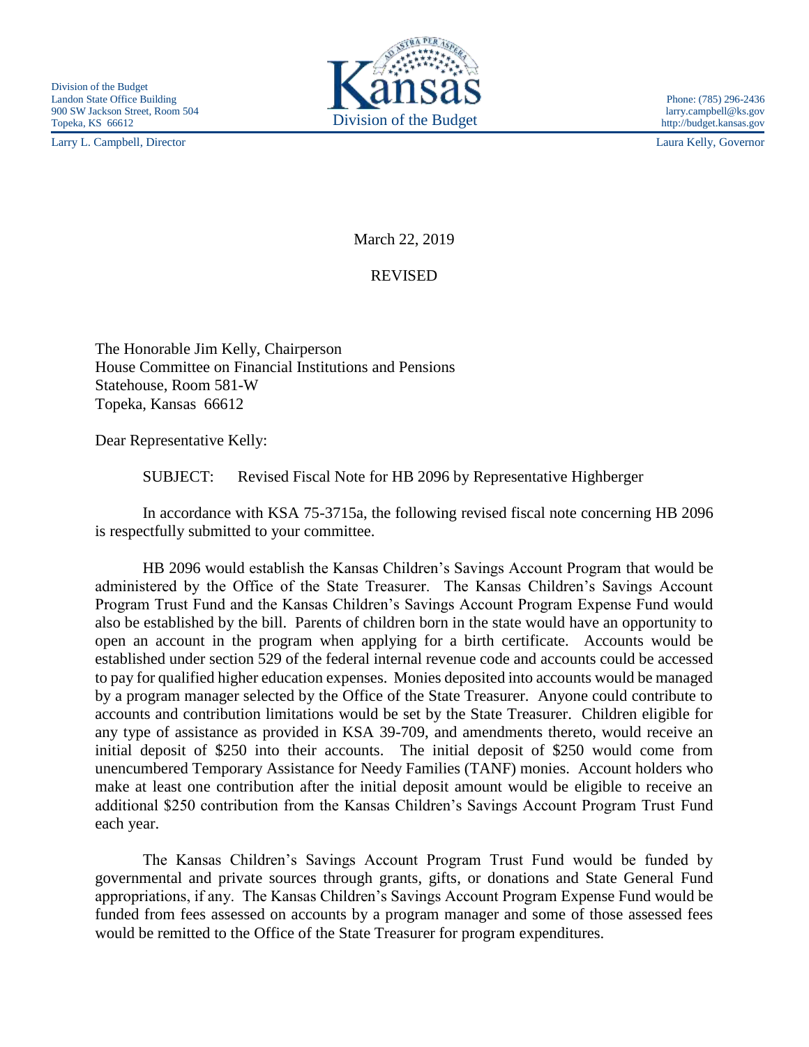Division of the Budget
Landon State Office Building
900 SW Jackson Street, Room 504
Topeka, KS 66612

Kansas
Division of the Budget

Phone: (785) 296-2436
larry.campbell@ks.gov
http://budget.kansas.gov

Larry L. Campbell, Director

Laura Kelly, Governor

March 22, 2019

REVISED

The Honorable Jim Kelly, Chairperson
House Committee on Financial Institutions and Pensions
Statehouse, Room 581-W
Topeka, Kansas 66612

Dear Representative Kelly:

SUBJECT: Revised Fiscal Note for HB 2096 by Representative Highberger

In accordance with KSA 75-3715a, the following revised fiscal note concerning HB 2096 is respectfully submitted to your committee.

HB 2096 would establish the Kansas Children's Savings Account Program that would be administered by the Office of the State Treasurer. The Kansas Children's Savings Account Program Trust Fund and the Kansas Children's Savings Account Program Expense Fund would also be established by the bill. Parents of children born in the state would have an opportunity to open an account in the program when applying for a birth certificate. Accounts would be established under section 529 of the federal internal revenue code and accounts could be accessed to pay for qualified higher education expenses. Monies deposited into accounts would be managed by a program manager selected by the Office of the State Treasurer. Anyone could contribute to accounts and contribution limitations would be set by the State Treasurer. Children eligible for any type of assistance as provided in KSA 39-709, and amendments thereto, would receive an initial deposit of $250 into their accounts. The initial deposit of $250 would come from unencumbered Temporary Assistance for Needy Families (TANF) monies. Account holders who make at least one contribution after the initial deposit amount would be eligible to receive an additional $250 contribution from the Kansas Children's Savings Account Program Trust Fund each year.

The Kansas Children's Savings Account Program Trust Fund would be funded by governmental and private sources through grants, gifts, or donations and State General Fund appropriations, if any. The Kansas Children's Savings Account Program Expense Fund would be funded from fees assessed on accounts by a program manager and some of those assessed fees would be remitted to the Office of the State Treasurer for program expenditures.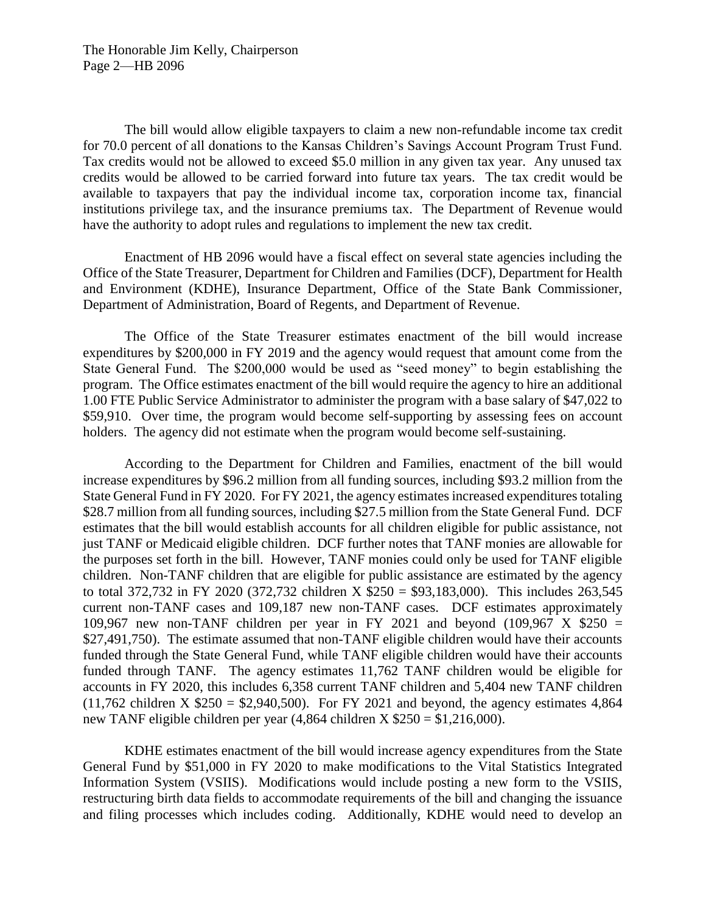The bill would allow eligible taxpayers to claim a new non-refundable income tax credit for 70.0 percent of all donations to the Kansas Children's Savings Account Program Trust Fund. Tax credits would not be allowed to exceed $5.0 million in any given tax year. Any unused tax credits would be allowed to be carried forward into future tax years. The tax credit would be available to taxpayers that pay the individual income tax, corporation income tax, financial institutions privilege tax, and the insurance premiums tax. The Department of Revenue would have the authority to adopt rules and regulations to implement the new tax credit.

Enactment of HB 2096 would have a fiscal effect on several state agencies including the Office of the State Treasurer, Department for Children and Families (DCF), Department for Health and Environment (KDHE), Insurance Department, Office of the State Bank Commissioner, Department of Administration, Board of Regents, and Department of Revenue.

The Office of the State Treasurer estimates enactment of the bill would increase expenditures by $200,000 in FY 2019 and the agency would request that amount come from the State General Fund. The $200,000 would be used as "seed money" to begin establishing the program. The Office estimates enactment of the bill would require the agency to hire an additional 1.00 FTE Public Service Administrator to administer the program with a base salary of $47,022 to $59,910. Over time, the program would become self-supporting by assessing fees on account holders. The agency did not estimate when the program would become self-sustaining.

According to the Department for Children and Families, enactment of the bill would increase expenditures by $96.2 million from all funding sources, including $93.2 million from the State General Fund in FY 2020. For FY 2021, the agency estimates increased expenditures totaling $28.7 million from all funding sources, including $27.5 million from the State General Fund. DCF estimates that the bill would establish accounts for all children eligible for public assistance, not just TANF or Medicaid eligible children. DCF further notes that TANF monies are allowable for the purposes set forth in the bill. However, TANF monies could only be used for TANF eligible children. Non-TANF children that are eligible for public assistance are estimated by the agency to total 372,732 in FY 2020 (372,732 children X $250 = $93,183,000). This includes 263,545 current non-TANF cases and 109,187 new non-TANF cases. DCF estimates approximately 109,967 new non-TANF children per year in FY 2021 and beyond (109,967 X $250 = $27,491,750). The estimate assumed that non-TANF eligible children would have their accounts funded through the State General Fund, while TANF eligible children would have their accounts funded through TANF. The agency estimates 11,762 TANF children would be eligible for accounts in FY 2020, this includes 6,358 current TANF children and 5,404 new TANF children (11,762 children X $250 = $2,940,500). For FY 2021 and beyond, the agency estimates 4,864 new TANF eligible children per year (4,864 children X $250 = $1,216,000).

KDHE estimates enactment of the bill would increase agency expenditures from the State General Fund by $51,000 in FY 2020 to make modifications to the Vital Statistics Integrated Information System (VSIIS). Modifications would include posting a new form to the VSIIS, restructuring birth data fields to accommodate requirements of the bill and changing the issuance and filing processes which includes coding. Additionally, KDHE would need to develop an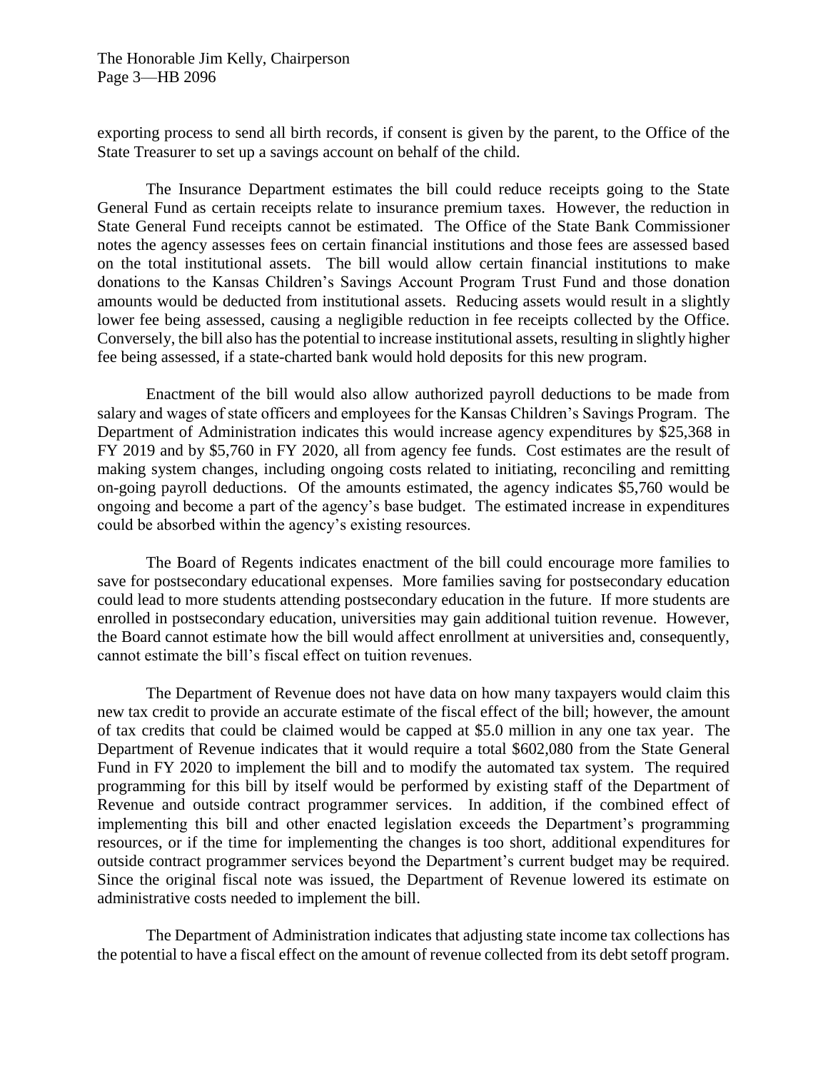exporting process to send all birth records, if consent is given by the parent, to the Office of the State Treasurer to set up a savings account on behalf of the child.

The Insurance Department estimates the bill could reduce receipts going to the State General Fund as certain receipts relate to insurance premium taxes. However, the reduction in State General Fund receipts cannot be estimated. The Office of the State Bank Commissioner notes the agency assesses fees on certain financial institutions and those fees are assessed based on the total institutional assets. The bill would allow certain financial institutions to make donations to the Kansas Children's Savings Account Program Trust Fund and those donation amounts would be deducted from institutional assets. Reducing assets would result in a slightly lower fee being assessed, causing a negligible reduction in fee receipts collected by the Office. Conversely, the bill also has the potential to increase institutional assets, resulting in slightly higher fee being assessed, if a state-charted bank would hold deposits for this new program.

Enactment of the bill would also allow authorized payroll deductions to be made from salary and wages of state officers and employees for the Kansas Children's Savings Program. The Department of Administration indicates this would increase agency expenditures by $25,368 in FY 2019 and by $5,760 in FY 2020, all from agency fee funds. Cost estimates are the result of making system changes, including ongoing costs related to initiating, reconciling and remitting on-going payroll deductions. Of the amounts estimated, the agency indicates $5,760 would be ongoing and become a part of the agency's base budget. The estimated increase in expenditures could be absorbed within the agency's existing resources.

The Board of Regents indicates enactment of the bill could encourage more families to save for postsecondary educational expenses. More families saving for postsecondary education could lead to more students attending postsecondary education in the future. If more students are enrolled in postsecondary education, universities may gain additional tuition revenue. However, the Board cannot estimate how the bill would affect enrollment at universities and, consequently, cannot estimate the bill's fiscal effect on tuition revenues.

The Department of Revenue does not have data on how many taxpayers would claim this new tax credit to provide an accurate estimate of the fiscal effect of the bill; however, the amount of tax credits that could be claimed would be capped at $5.0 million in any one tax year. The Department of Revenue indicates that it would require a total $602,080 from the State General Fund in FY 2020 to implement the bill and to modify the automated tax system. The required programming for this bill by itself would be performed by existing staff of the Department of Revenue and outside contract programmer services. In addition, if the combined effect of implementing this bill and other enacted legislation exceeds the Department's programming resources, or if the time for implementing the changes is too short, additional expenditures for outside contract programmer services beyond the Department's current budget may be required. Since the original fiscal note was issued, the Department of Revenue lowered its estimate on administrative costs needed to implement the bill.

The Department of Administration indicates that adjusting state income tax collections has the potential to have a fiscal effect on the amount of revenue collected from its debt setoff program.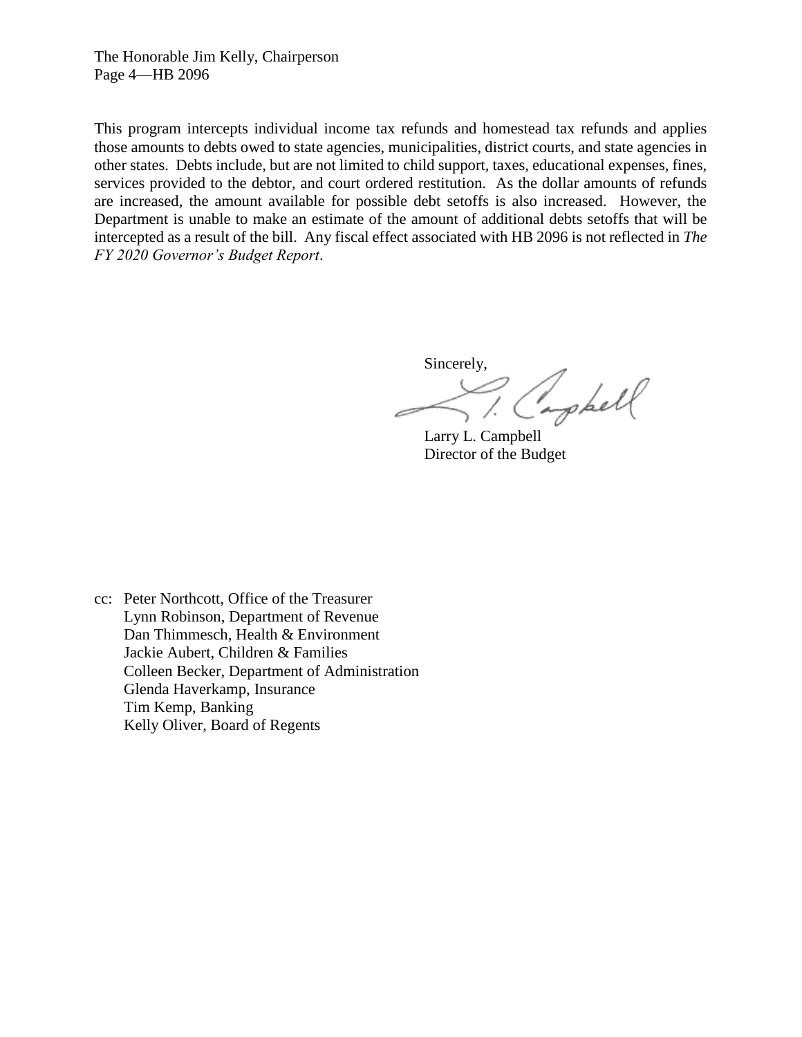This program intercepts individual income tax refunds and homestead tax refunds and applies those amounts to debts owed to state agencies, municipalities, district courts, and state agencies in other states. Debts include, but are not limited to child support, taxes, educational expenses, fines, services provided to the debtor, and court ordered restitution. As the dollar amounts of refunds are increased, the amount available for possible debt setoffs is also increased. However, the Department is unable to make an estimate of the amount of additional debts setoffs that will be intercepted as a result of the bill. Any fiscal effect associated with HB 2096 is not reflected in *The FY 2020 Governor's Budget Report*.

Sincerely,

Larry L. Campbell
Director of the Budget

cc: Peter Northcott, Office of the Treasurer
Lynn Robinson, Department of Revenue
Dan Thimmesch, Health & Environment
Jackie Aubert, Children & Families
Colleen Becker, Department of Administration
Glenda Haverkamp, Insurance
Tim Kemp, Banking
Kelly Oliver, Board of Regents